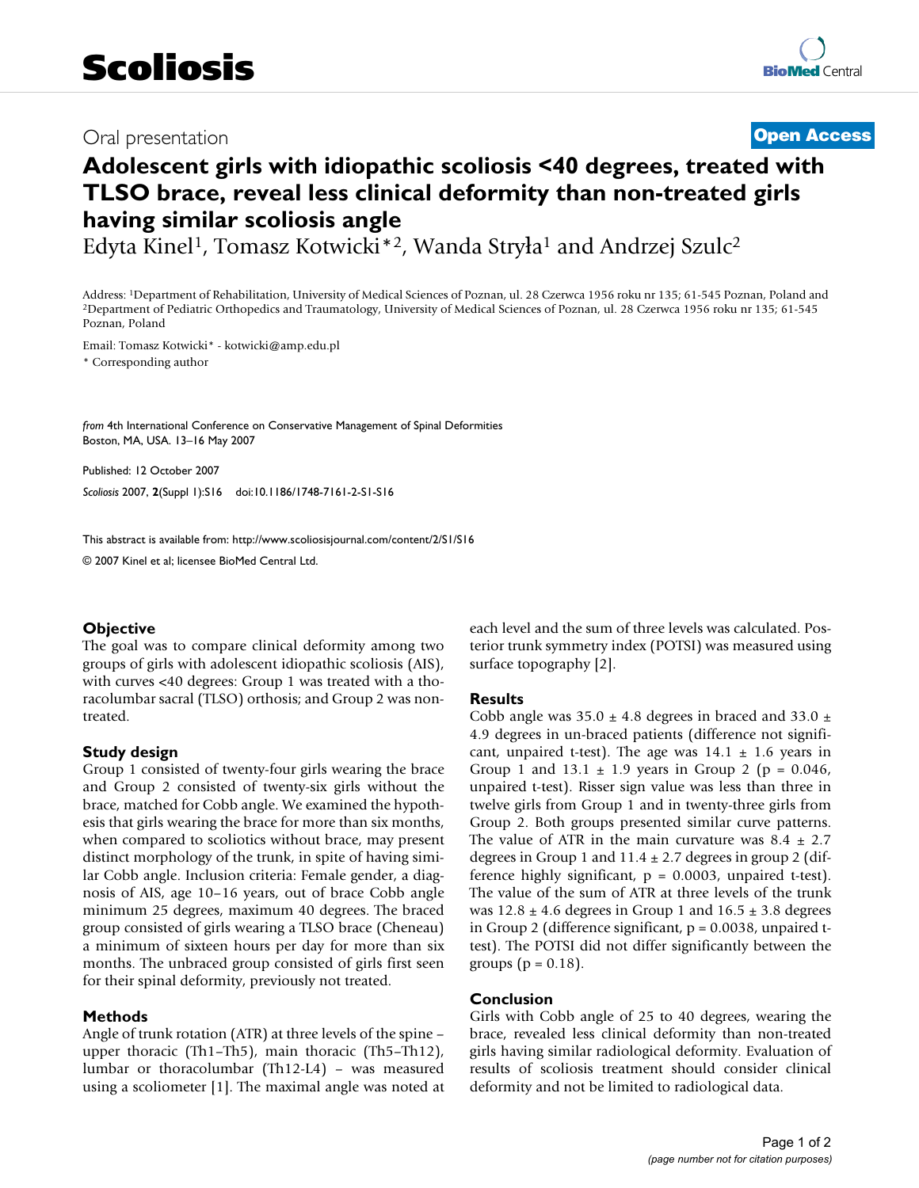# Adolescent girls with idiopathic scoliosis <40 degrees, treated with TLSO brace, reveal less clinical deformity than non-treated girls having similar scoliosis angle

Edyta Kinel[1], Tomasz Kotwicki*[2], Wanda Stryła[1] and Andrzej Szulc[2]

Address: [1]Department of Rehabilitation, University of Medical Sciences of Poznan, ul. 28 Czerwca 1956 roku nr 135; 61-545 Poznan, Poland and [2]Department of Pediatric Orthopedics and Traumatology, University of Medical Sciences of Poznan, ul. 28 Czerwca 1956 roku nr 135; 61-545 Poznan, Poland

Email: Tomasz Kotwicki* - kotwicki@amp.edu.pl

\* Corresponding author

*from* 4th International Conference on Conservative Management of Spinal Deformities
Boston, MA, USA. 13–16 May 2007

Published: 12 October 2007

*Scoliosis* 2007, **2**(Suppl 1):S16 doi:10.1186/1748-7161-2-S1-S16

This abstract is available from: http://www.scoliosisjournal.com/content/2/S1/S16

© 2007 Kinel et al; licensee BioMed Central Ltd.

Oral presentation — Open Access

### Objective

The goal was to compare clinical deformity among two groups of girls with adolescent idiopathic scoliosis (AIS), with curves <40 degrees: Group 1 was treated with a thoracolumbar sacral (TLSO) orthosis; and Group 2 was non-treated.

### Study design

Group 1 consisted of twenty-four girls wearing the brace and Group 2 consisted of twenty-six girls without the brace, matched for Cobb angle. We examined the hypothesis that girls wearing the brace for more than six months, when compared to scoliotics without brace, may present distinct morphology of the trunk, in spite of having similar Cobb angle. Inclusion criteria: Female gender, a diagnosis of AIS, age 10–16 years, out of brace Cobb angle minimum 25 degrees, maximum 40 degrees. The braced group consisted of girls wearing a TLSO brace (Cheneau) a minimum of sixteen hours per day for more than six months. The unbraced group consisted of girls first seen for their spinal deformity, previously not treated.

### Methods

Angle of trunk rotation (ATR) at three levels of the spine – upper thoracic (Th1–Th5), main thoracic (Th5–Th12), lumbar or thoracolumbar (Th12-L4) – was measured using a scoliometer [1]. The maximal angle was noted at each level and the sum of three levels was calculated. Posterior trunk symmetry index (POTSI) was measured using surface topography [2].

### Results

Cobb angle was $35.0 \pm 4.8$ degrees in braced and $33.0 \pm 4.9$ degrees in un-braced patients (difference not significant, unpaired t-test). The age was $14.1 \pm 1.6$ years in Group 1 and $13.1 \pm 1.9$ years in Group 2 ($p = 0.046$, unpaired t-test). Risser sign value was less than three in twelve girls from Group 1 and in twenty-three girls from Group 2. Both groups presented similar curve patterns. The value of ATR in the main curvature was $8.4 \pm 2.7$ degrees in Group 1 and $11.4 \pm 2.7$ degrees in group 2 (difference highly significant, $p = 0.0003$, unpaired t-test). The value of the sum of ATR at three levels of the trunk was $12.8 \pm 4.6$ degrees in Group 1 and $16.5 \pm 3.8$ degrees in Group 2 (difference significant, $p = 0.0038$, unpaired t-test). The POTSI did not differ significantly between the groups ($p = 0.18$).

### Conclusion

Girls with Cobb angle of 25 to 40 degrees, wearing the brace, revealed less clinical deformity than non-treated girls having similar radiological deformity. Evaluation of results of scoliosis treatment should consider clinical deformity and not be limited to radiological data.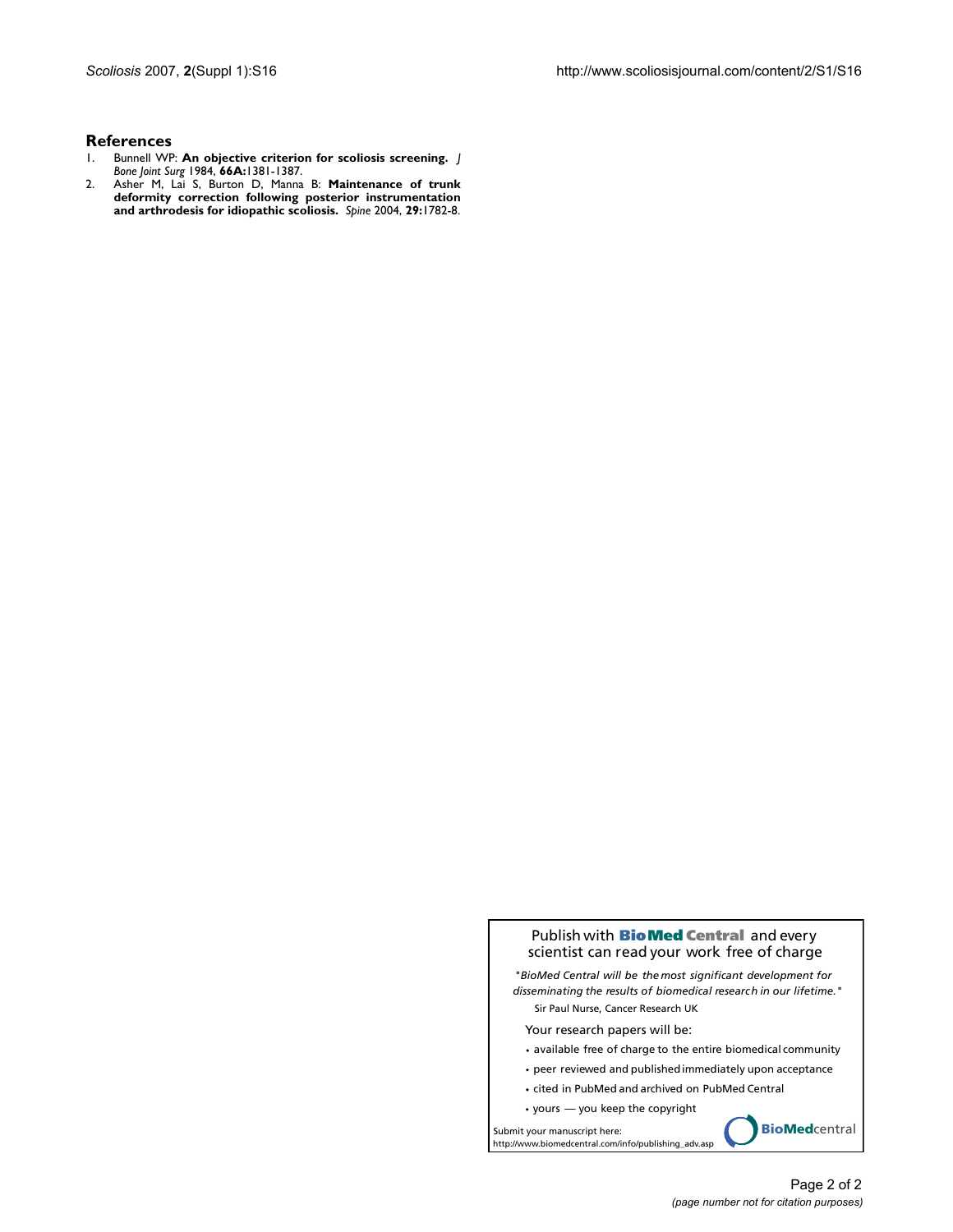## References

1. Bunnell WP: **An objective criterion for scoliosis screening.** *J Bone Joint Surg* 1984, **66A:**1381-1387.
2. Asher M, Lai S, Burton D, Manna B: **Maintenance of trunk deformity correction following posterior instrumentation and arthrodesis for idiopathic scoliosis.** *Spine* 2004, **29:**1782-8.

Publish with **BioMed Central** and every scientist can read your work free of charge

*"BioMed Central will be the most significant development for disseminating the results of biomedical research in our lifetime."*

Sir Paul Nurse, Cancer Research UK

Your research papers will be:

- available free of charge to the entire biomedical community
- peer reviewed and published immediately upon acceptance
- cited in PubMed and archived on PubMed Central
- yours — you keep the copyright

Submit your manuscript here:
http://www.biomedcentral.com/info/publishing_adv.asp

**BioMed**central